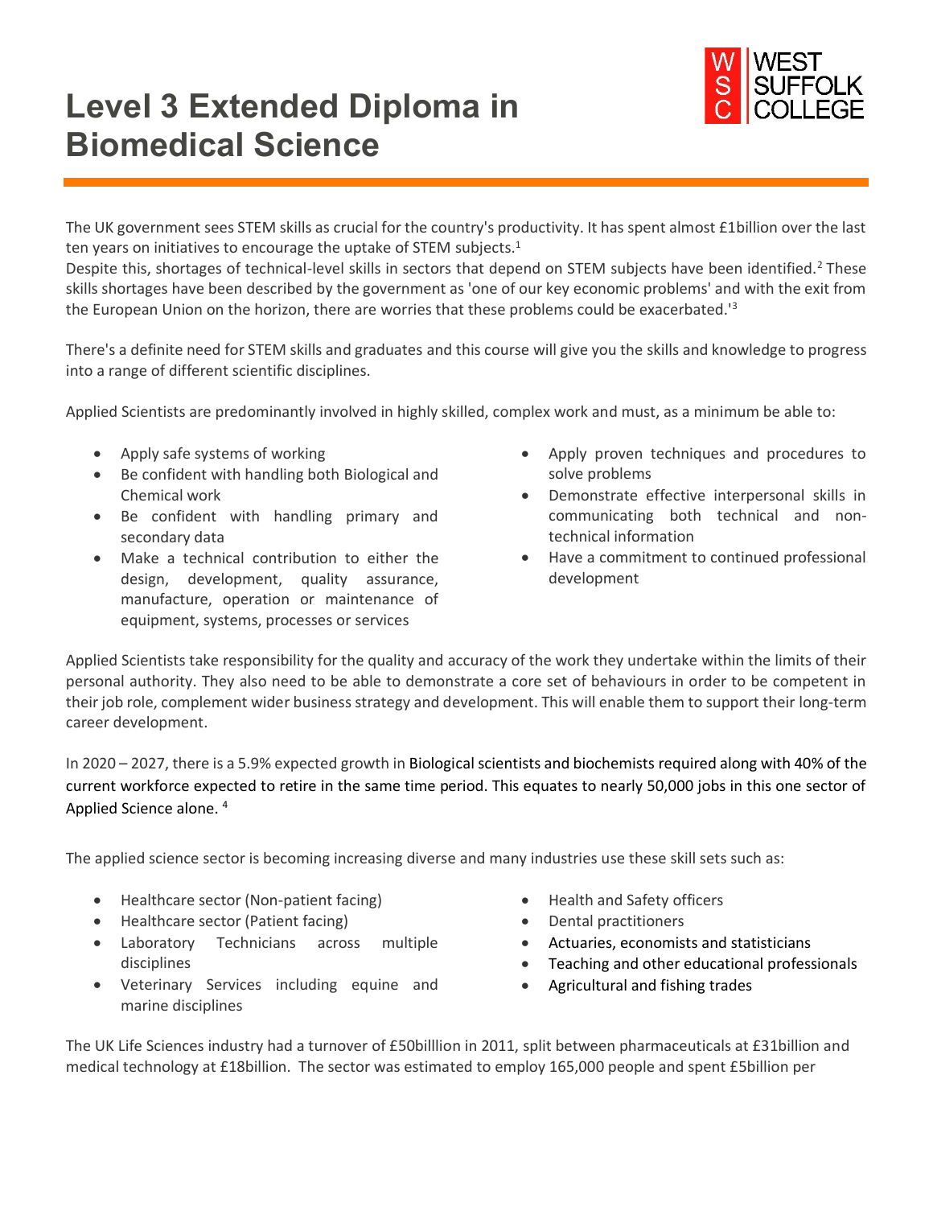# Level 3 Extended Diploma in Biomedical Science

The UK government sees STEM skills as crucial for the country's productivity. It has spent almost £1billion over the last ten years on initiatives to encourage the uptake of STEM subjects.[1]
Despite this, shortages of technical-level skills in sectors that depend on STEM subjects have been identified.[2] These skills shortages have been described by the government as 'one of our key economic problems' and with the exit from the European Union on the horizon, there are worries that these problems could be exacerbated.'[3]

There's a definite need for STEM skills and graduates and this course will give you the skills and knowledge to progress into a range of different scientific disciplines.

Applied Scientists are predominantly involved in highly skilled, complex work and must, as a minimum be able to:

- Apply safe systems of working
- Be confident with handling both Biological and Chemical work
- Be confident with handling primary and secondary data
- Make a technical contribution to either the design, development, quality assurance, manufacture, operation or maintenance of equipment, systems, processes or services
- Apply proven techniques and procedures to solve problems
- Demonstrate effective interpersonal skills in communicating both technical and non-technical information
- Have a commitment to continued professional development

Applied Scientists take responsibility for the quality and accuracy of the work they undertake within the limits of their personal authority. They also need to be able to demonstrate a core set of behaviours in order to be competent in their job role, complement wider business strategy and development. This will enable them to support their long-term career development.

In 2020 – 2027, there is a 5.9% expected growth in Biological scientists and biochemists required along with 40% of the current workforce expected to retire in the same time period. This equates to nearly 50,000 jobs in this one sector of Applied Science alone. [4]

The applied science sector is becoming increasing diverse and many industries use these skill sets such as:

- Healthcare sector (Non-patient facing)
- Healthcare sector (Patient facing)
- Laboratory Technicians across multiple disciplines
- Veterinary Services including equine and marine disciplines
- Health and Safety officers
- Dental practitioners
- Actuaries, economists and statisticians
- Teaching and other educational professionals
- Agricultural and fishing trades

The UK Life Sciences industry had a turnover of £50billlion in 2011, split between pharmaceuticals at £31billion and medical technology at £18billion. The sector was estimated to employ 165,000 people and spent £5billion per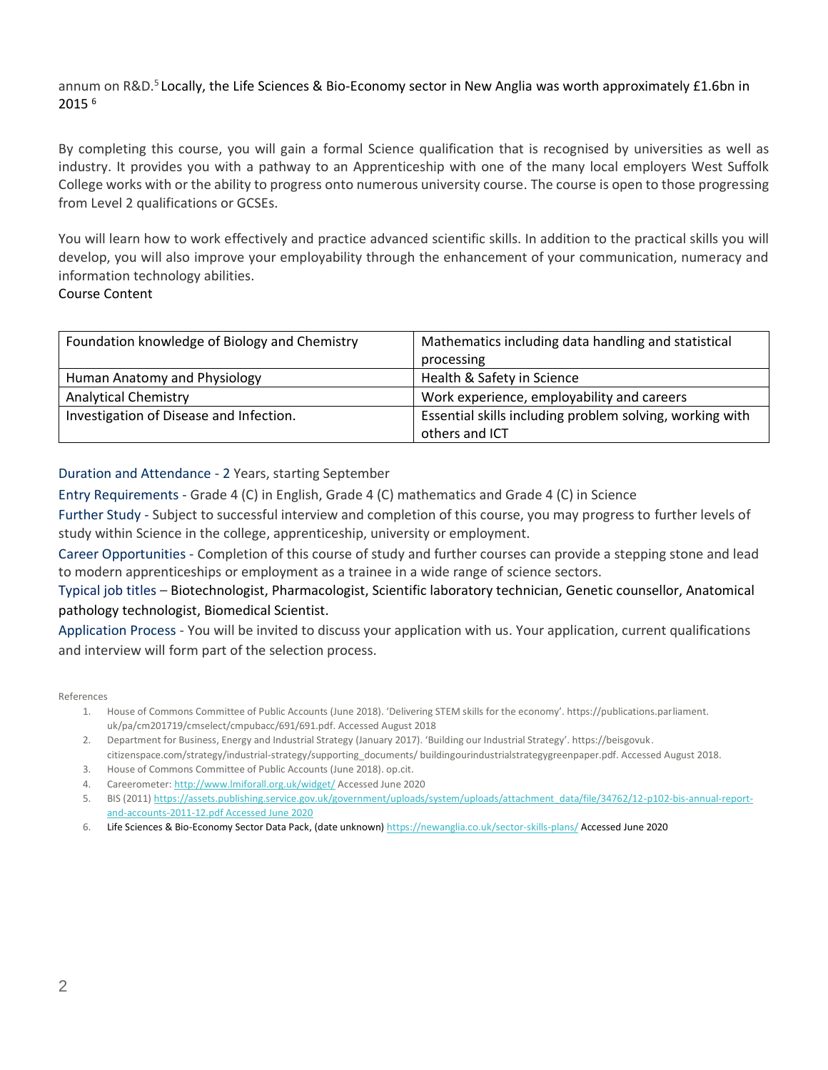annum on R&D.[5] Locally, the Life Sciences & Bio-Economy sector in New Anglia was worth approximately £1.6bn in 2015 [6]

By completing this course, you will gain a formal Science qualification that is recognised by universities as well as industry. It provides you with a pathway to an Apprenticeship with one of the many local employers West Suffolk College works with or the ability to progress onto numerous university course. The course is open to those progressing from Level 2 qualifications or GCSEs.

You will learn how to work effectively and practice advanced scientific skills. In addition to the practical skills you will develop, you will also improve your employability through the enhancement of your communication, numeracy and information technology abilities.

Course Content

| | |
|---|---|
| Foundation knowledge of Biology and Chemistry | Mathematics including data handling and statistical processing |
| Human Anatomy and Physiology | Health & Safety in Science |
| Analytical Chemistry | Work experience, employability and careers |
| Investigation of Disease and Infection. | Essential skills including problem solving, working with others and ICT |

Duration and Attendance - 2 Years, starting September

Entry Requirements - Grade 4 (C) in English, Grade 4 (C) mathematics and Grade 4 (C) in Science

Further Study - Subject to successful interview and completion of this course, you may progress to further levels of study within Science in the college, apprenticeship, university or employment.

Career Opportunities - Completion of this course of study and further courses can provide a stepping stone and lead to modern apprenticeships or employment as a trainee in a wide range of science sectors.

Typical job titles – Biotechnologist, Pharmacologist, Scientific laboratory technician, Genetic counsellor, Anatomical pathology technologist, Biomedical Scientist.

Application Process - You will be invited to discuss your application with us. Your application, current qualifications and interview will form part of the selection process.

References

1. House of Commons Committee of Public Accounts (June 2018). 'Delivering STEM skills for the economy'. https://publications.parliament.uk/pa/cm201719/cmselect/cmpubacc/691/691.pdf. Accessed August 2018
2. Department for Business, Energy and Industrial Strategy (January 2017). 'Building our Industrial Strategy'. https://beisgovuk.citizenspace.com/strategy/industrial-strategy/supporting_documents/ buildingourindustrialstrategygreenpaper.pdf. Accessed August 2018.
3. House of Commons Committee of Public Accounts (June 2018). op.cit.
4. Careerometer: http://www.lmiforall.org.uk/widget/ Accessed June 2020
5. BIS (2011) https://assets.publishing.service.gov.uk/government/uploads/system/uploads/attachment_data/file/34762/12-p102-bis-annual-report-and-accounts-2011-12.pdf Accessed June 2020
6. Life Sciences & Bio-Economy Sector Data Pack, (date unknown) https://newanglia.co.uk/sector-skills-plans/ Accessed June 2020